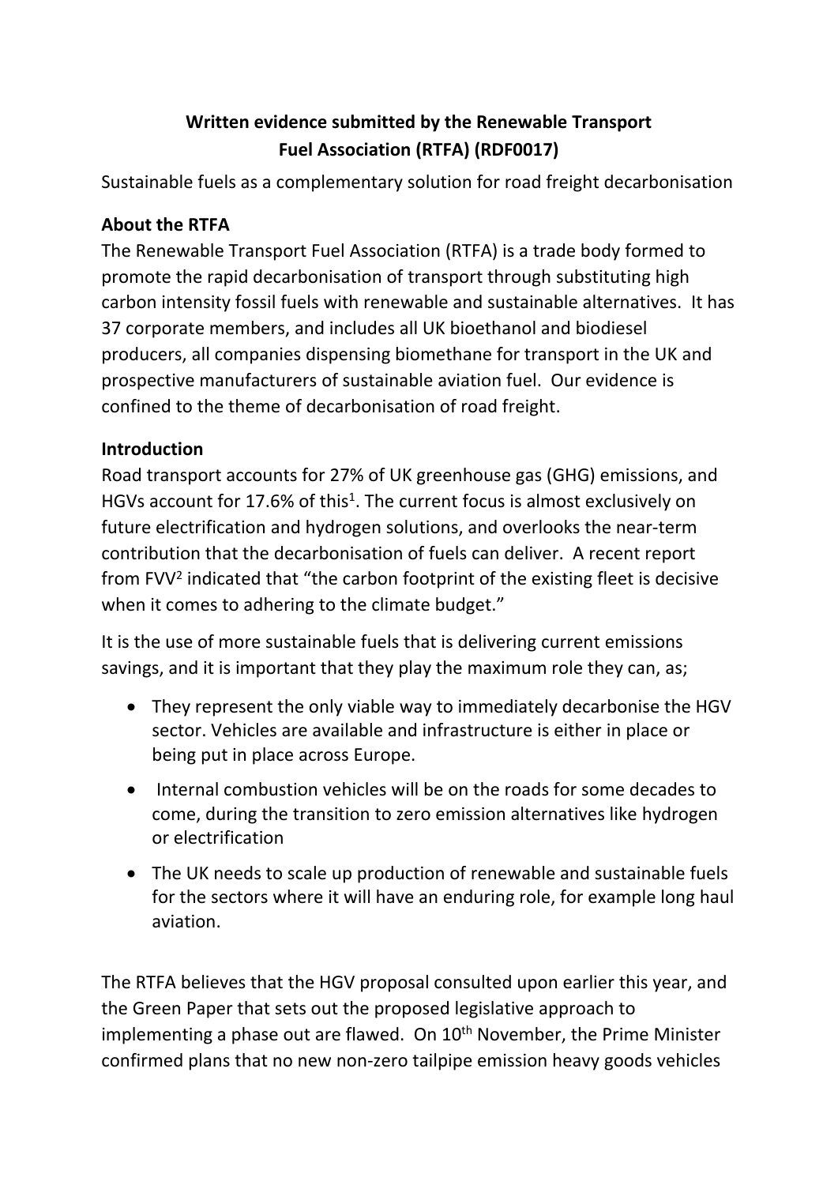**Written evidence submitted by the Renewable Transport Fuel Association (RTFA) (RDF0017)**

Sustainable fuels as a complementary solution for road freight decarbonisation

## About the RTFA

The Renewable Transport Fuel Association (RTFA) is a trade body formed to promote the rapid decarbonisation of transport through substituting high carbon intensity fossil fuels with renewable and sustainable alternatives. It has 37 corporate members, and includes all UK bioethanol and biodiesel producers, all companies dispensing biomethane for transport in the UK and prospective manufacturers of sustainable aviation fuel. Our evidence is confined to the theme of decarbonisation of road freight.

## Introduction

Road transport accounts for 27% of UK greenhouse gas (GHG) emissions, and HGVs account for 17.6% of this[1]. The current focus is almost exclusively on future electrification and hydrogen solutions, and overlooks the near-term contribution that the decarbonisation of fuels can deliver. A recent report from FVV[2] indicated that "the carbon footprint of the existing fleet is decisive when it comes to adhering to the climate budget."

It is the use of more sustainable fuels that is delivering current emissions savings, and it is important that they play the maximum role they can, as;

- They represent the only viable way to immediately decarbonise the HGV sector. Vehicles are available and infrastructure is either in place or being put in place across Europe.
- Internal combustion vehicles will be on the roads for some decades to come, during the transition to zero emission alternatives like hydrogen or electrification
- The UK needs to scale up production of renewable and sustainable fuels for the sectors where it will have an enduring role, for example long haul aviation.

The RTFA believes that the HGV proposal consulted upon earlier this year, and the Green Paper that sets out the proposed legislative approach to implementing a phase out are flawed. On 10th November, the Prime Minister confirmed plans that no new non-zero tailpipe emission heavy goods vehicles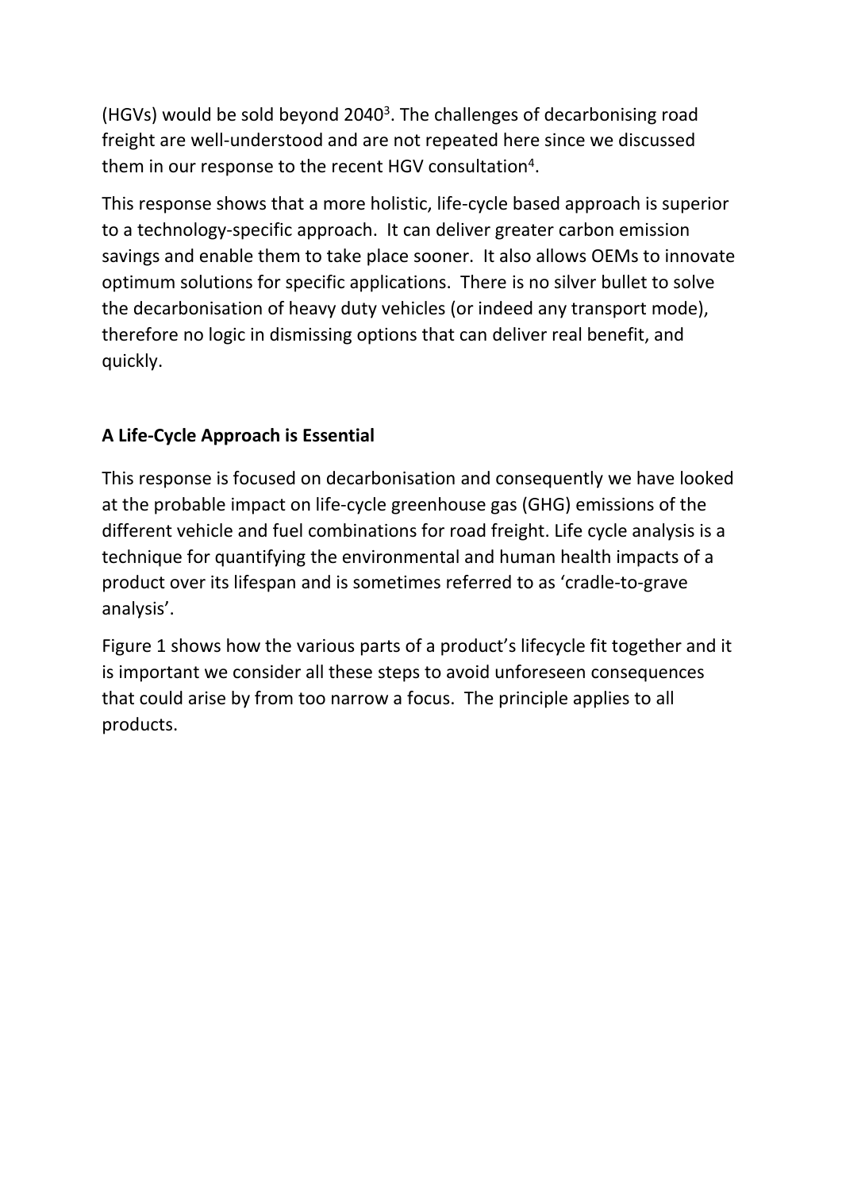(HGVs) would be sold beyond 2040[3]. The challenges of decarbonising road freight are well-understood and are not repeated here since we discussed them in our response to the recent HGV consultation[4].

This response shows that a more holistic, life-cycle based approach is superior to a technology-specific approach. It can deliver greater carbon emission savings and enable them to take place sooner. It also allows OEMs to innovate optimum solutions for specific applications. There is no silver bullet to solve the decarbonisation of heavy duty vehicles (or indeed any transport mode), therefore no logic in dismissing options that can deliver real benefit, and quickly.

## A Life-Cycle Approach is Essential

This response is focused on decarbonisation and consequently we have looked at the probable impact on life-cycle greenhouse gas (GHG) emissions of the different vehicle and fuel combinations for road freight. Life cycle analysis is a technique for quantifying the environmental and human health impacts of a product over its lifespan and is sometimes referred to as 'cradle-to-grave analysis'.

Figure 1 shows how the various parts of a product's lifecycle fit together and it is important we consider all these steps to avoid unforeseen consequences that could arise by from too narrow a focus. The principle applies to all products.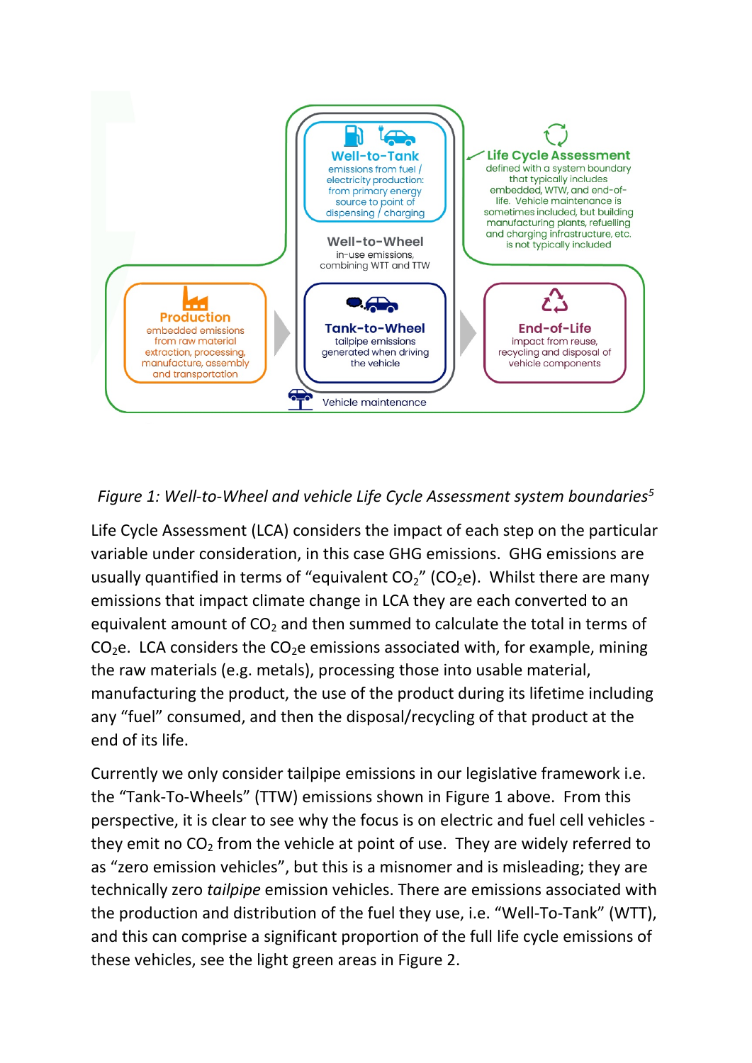*Figure 1: Well-to-Wheel and vehicle Life Cycle Assessment system boundaries*[5]

Life Cycle Assessment (LCA) considers the impact of each step on the particular variable under consideration, in this case GHG emissions. GHG emissions are usually quantified in terms of "equivalent $CO_2$" ($CO_2$e). Whilst there are many emissions that impact climate change in LCA they are each converted to an equivalent amount of $CO_2$ and then summed to calculate the total in terms of $CO_2$e. LCA considers the $CO_2$e emissions associated with, for example, mining the raw materials (e.g. metals), processing those into usable material, manufacturing the product, the use of the product during its lifetime including any "fuel" consumed, and then the disposal/recycling of that product at the end of its life.

Currently we only consider tailpipe emissions in our legislative framework i.e. the "Tank-To-Wheels" (TTW) emissions shown in Figure 1 above. From this perspective, it is clear to see why the focus is on electric and fuel cell vehicles - they emit no $CO_2$ from the vehicle at point of use. They are widely referred to as "zero emission vehicles", but this is a misnomer and is misleading; they are technically zero *tailpipe* emission vehicles. There are emissions associated with the production and distribution of the fuel they use, i.e. "Well-To-Tank" (WTT), and this can comprise a significant proportion of the full life cycle emissions of these vehicles, see the light green areas in Figure 2.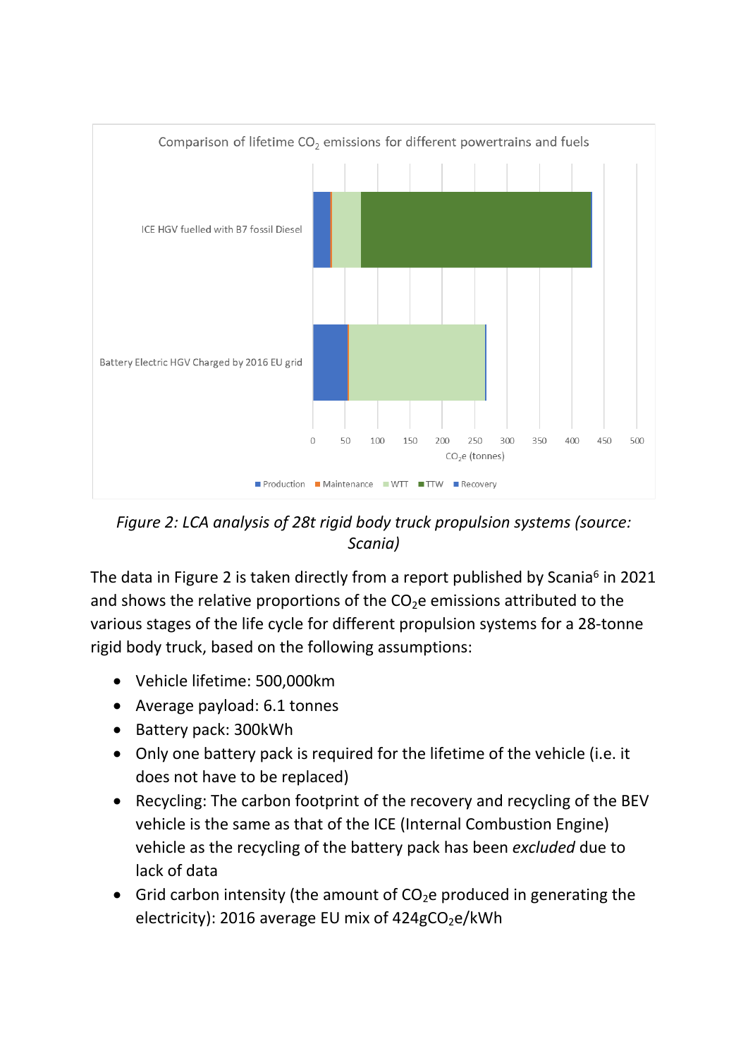Comparison of lifetime $CO_2$ emissions for different powertrains and fuels

*Figure 2: LCA analysis of 28t rigid body truck propulsion systems (source: Scania)*

The data in Figure 2 is taken directly from a report published by Scania[6] in 2021 and shows the relative proportions of the $CO_2e$ emissions attributed to the various stages of the life cycle for different propulsion systems for a 28-tonne rigid body truck, based on the following assumptions:

- Vehicle lifetime: 500,000km
- Average payload: 6.1 tonnes
- Battery pack: 300kWh
- Only one battery pack is required for the lifetime of the vehicle (i.e. it does not have to be replaced)
- Recycling: The carbon footprint of the recovery and recycling of the BEV vehicle is the same as that of the ICE (Internal Combustion Engine) vehicle as the recycling of the battery pack has been *excluded* due to lack of data
- Grid carbon intensity (the amount of $CO_2e$ produced in generating the electricity): 2016 average EU mix of 424g$CO_2e$/kWh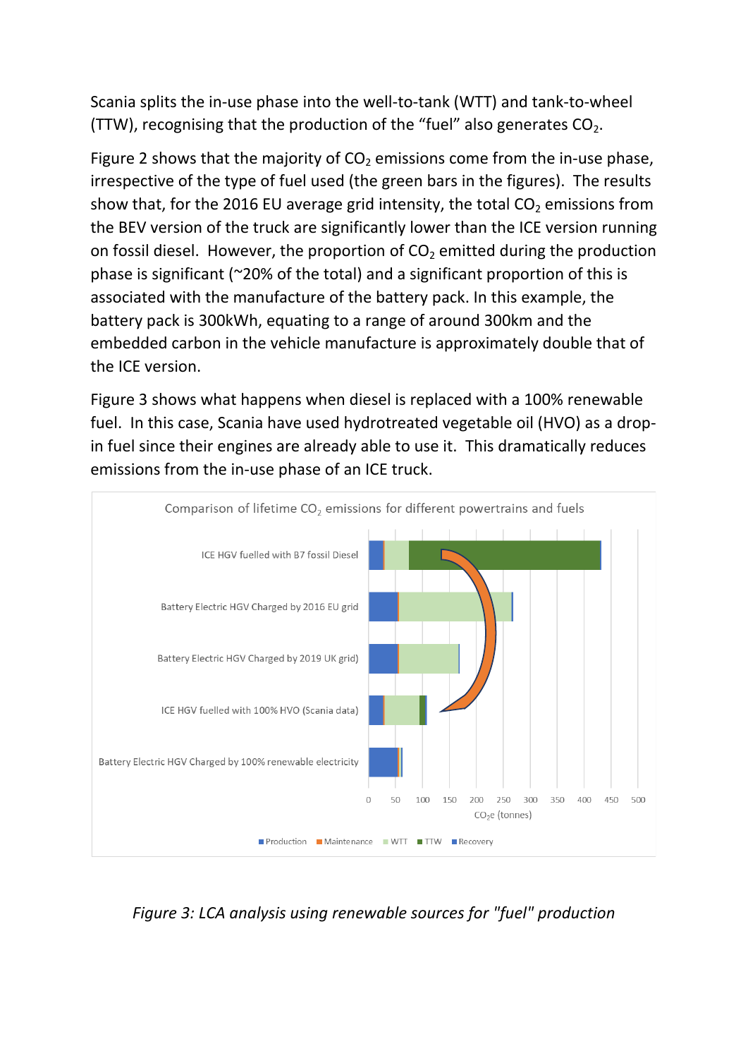Scania splits the in-use phase into the well-to-tank (WTT) and tank-to-wheel (TTW), recognising that the production of the "fuel" also generates $CO_2$.

Figure 2 shows that the majority of $CO_2$ emissions come from the in-use phase, irrespective of the type of fuel used (the green bars in the figures). The results show that, for the 2016 EU average grid intensity, the total $CO_2$ emissions from the BEV version of the truck are significantly lower than the ICE version running on fossil diesel. However, the proportion of $CO_2$ emitted during the production phase is significant (~20% of the total) and a significant proportion of this is associated with the manufacture of the battery pack. In this example, the battery pack is 300kWh, equating to a range of around 300km and the embedded carbon in the vehicle manufacture is approximately double that of the ICE version.

Figure 3 shows what happens when diesel is replaced with a 100% renewable fuel. In this case, Scania have used hydrotreated vegetable oil (HVO) as a drop-in fuel since their engines are already able to use it. This dramatically reduces emissions from the in-use phase of an ICE truck.

Comparison of lifetime $CO_2$ emissions for different powertrains and fuels

- ICE HGV fuelled with B7 fossil Diesel
- Battery Electric HGV Charged by 2016 EU grid
- Battery Electric HGV Charged by 2019 UK grid)
- ICE HGV fuelled with 100% HVO (Scania data)
- Battery Electric HGV Charged by 100% renewable electricity

$CO_2e$ (tonnes)

Production | Maintenance | WTT | TTW | Recovery

*Figure 3: LCA analysis using renewable sources for "fuel" production*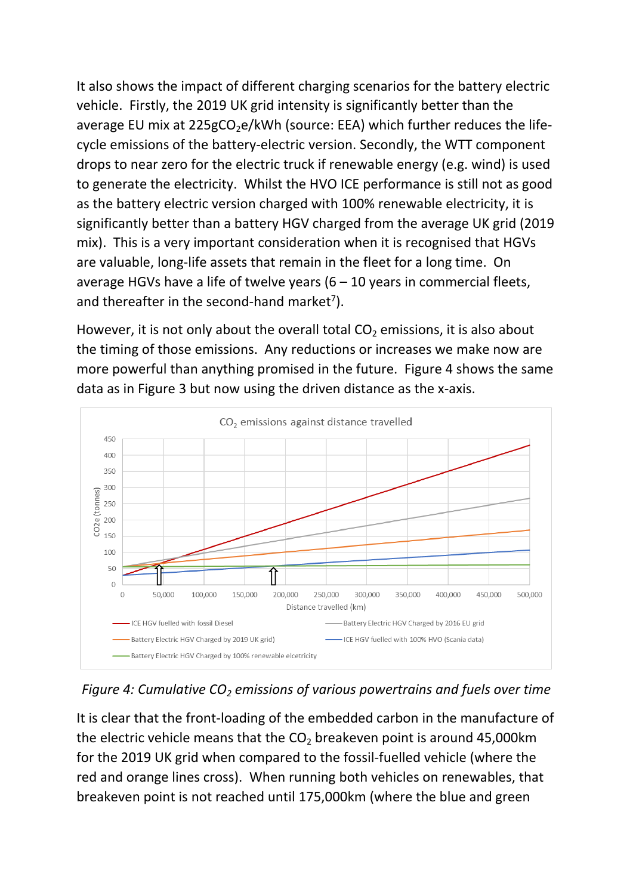It also shows the impact of different charging scenarios for the battery electric vehicle. Firstly, the 2019 UK grid intensity is significantly better than the average EU mix at 225g$CO_2$e/kWh (source: EEA) which further reduces the life-cycle emissions of the battery-electric version. Secondly, the WTT component drops to near zero for the electric truck if renewable energy (e.g. wind) is used to generate the electricity. Whilst the HVO ICE performance is still not as good as the battery electric version charged with 100% renewable electricity, it is significantly better than a battery HGV charged from the average UK grid (2019 mix). This is a very important consideration when it is recognised that HGVs are valuable, long-life assets that remain in the fleet for a long time. On average HGVs have a life of twelve years (6 – 10 years in commercial fleets, and thereafter in the second-hand market[7]).

However, it is not only about the overall total $CO_2$ emissions, it is also about the timing of those emissions. Any reductions or increases we make now are more powerful than anything promised in the future. Figure 4 shows the same data as in Figure 3 but now using the driven distance as the x-axis.

*Figure 4: Cumulative $CO_2$ emissions of various powertrains and fuels over time*

It is clear that the front-loading of the embedded carbon in the manufacture of the electric vehicle means that the $CO_2$ breakeven point is around 45,000km for the 2019 UK grid when compared to the fossil-fuelled vehicle (where the red and orange lines cross). When running both vehicles on renewables, that breakeven point is not reached until 175,000km (where the blue and green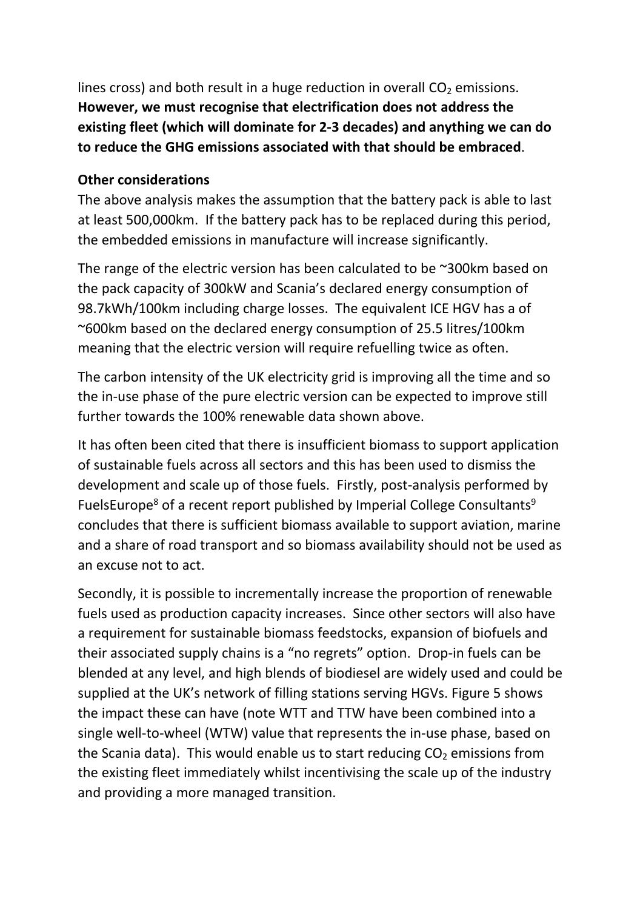lines cross) and both result in a huge reduction in overall $CO_2$ emissions. **However, we must recognise that electrification does not address the existing fleet (which will dominate for 2-3 decades) and anything we can do to reduce the GHG emissions associated with that should be embraced**.

**Other considerations**

The above analysis makes the assumption that the battery pack is able to last at least 500,000km. If the battery pack has to be replaced during this period, the embedded emissions in manufacture will increase significantly.

The range of the electric version has been calculated to be ~300km based on the pack capacity of 300kW and Scania's declared energy consumption of 98.7kWh/100km including charge losses. The equivalent ICE HGV has a of ~600km based on the declared energy consumption of 25.5 litres/100km meaning that the electric version will require refuelling twice as often.

The carbon intensity of the UK electricity grid is improving all the time and so the in-use phase of the pure electric version can be expected to improve still further towards the 100% renewable data shown above.

It has often been cited that there is insufficient biomass to support application of sustainable fuels across all sectors and this has been used to dismiss the development and scale up of those fuels. Firstly, post-analysis performed by FuelsEurope[8] of a recent report published by Imperial College Consultants[9] concludes that there is sufficient biomass available to support aviation, marine and a share of road transport and so biomass availability should not be used as an excuse not to act.

Secondly, it is possible to incrementally increase the proportion of renewable fuels used as production capacity increases. Since other sectors will also have a requirement for sustainable biomass feedstocks, expansion of biofuels and their associated supply chains is a "no regrets" option. Drop-in fuels can be blended at any level, and high blends of biodiesel are widely used and could be supplied at the UK's network of filling stations serving HGVs. Figure 5 shows the impact these can have (note WTT and TTW have been combined into a single well-to-wheel (WTW) value that represents the in-use phase, based on the Scania data). This would enable us to start reducing $CO_2$ emissions from the existing fleet immediately whilst incentivising the scale up of the industry and providing a more managed transition.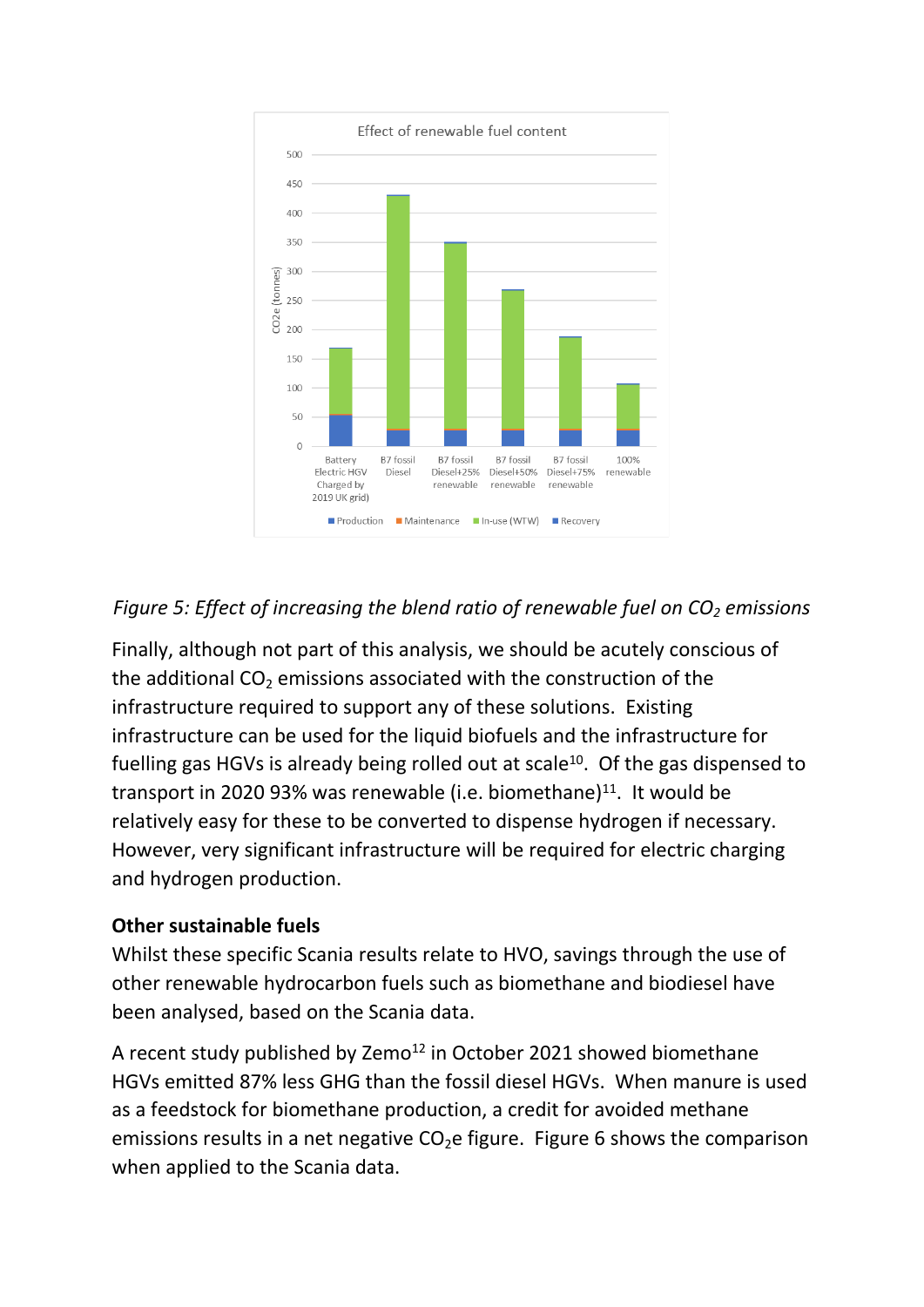*Figure 5: Effect of increasing the blend ratio of renewable fuel on $CO_2$ emissions*

Finally, although not part of this analysis, we should be acutely conscious of the additional $CO_2$ emissions associated with the construction of the infrastructure required to support any of these solutions. Existing infrastructure can be used for the liquid biofuels and the infrastructure for fuelling gas HGVs is already being rolled out at scale[10]. Of the gas dispensed to transport in 2020 93% was renewable (i.e. biomethane)[11]. It would be relatively easy for these to be converted to dispense hydrogen if necessary. However, very significant infrastructure will be required for electric charging and hydrogen production.

**Other sustainable fuels**

Whilst these specific Scania results relate to HVO, savings through the use of other renewable hydrocarbon fuels such as biomethane and biodiesel have been analysed, based on the Scania data.

A recent study published by Zemo[12] in October 2021 showed biomethane HGVs emitted 87% less GHG than the fossil diesel HGVs. When manure is used as a feedstock for biomethane production, a credit for avoided methane emissions results in a net negative $CO_2e$ figure. Figure 6 shows the comparison when applied to the Scania data.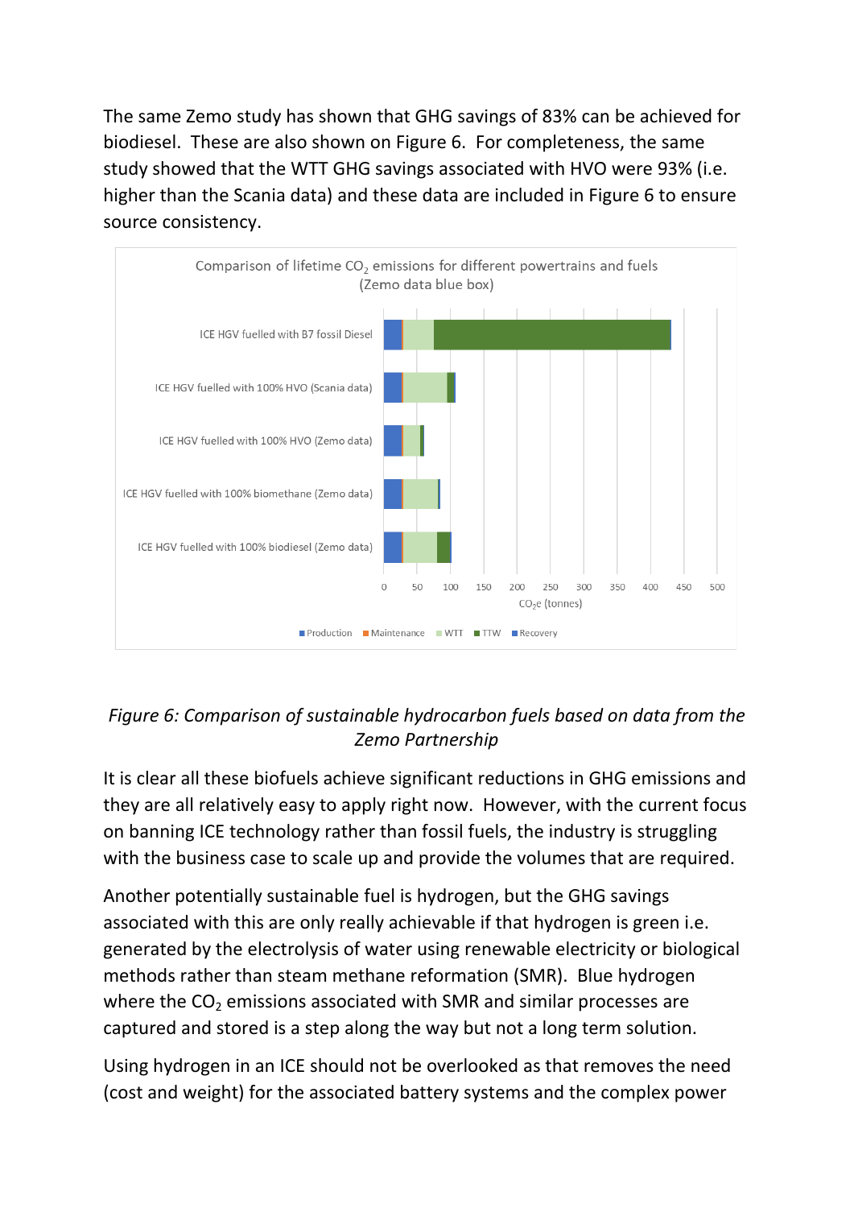The same Zemo study has shown that GHG savings of 83% can be achieved for biodiesel. These are also shown on Figure 6. For completeness, the same study showed that the WTT GHG savings associated with HVO were 93% (i.e. higher than the Scania data) and these data are included in Figure 6 to ensure source consistency.

*Figure 6: Comparison of sustainable hydrocarbon fuels based on data from the Zemo Partnership*

It is clear all these biofuels achieve significant reductions in GHG emissions and they are all relatively easy to apply right now. However, with the current focus on banning ICE technology rather than fossil fuels, the industry is struggling with the business case to scale up and provide the volumes that are required.

Another potentially sustainable fuel is hydrogen, but the GHG savings associated with this are only really achievable if that hydrogen is green i.e. generated by the electrolysis of water using renewable electricity or biological methods rather than steam methane reformation (SMR). Blue hydrogen where the $CO_2$ emissions associated with SMR and similar processes are captured and stored is a step along the way but not a long term solution.

Using hydrogen in an ICE should not be overlooked as that removes the need (cost and weight) for the associated battery systems and the complex power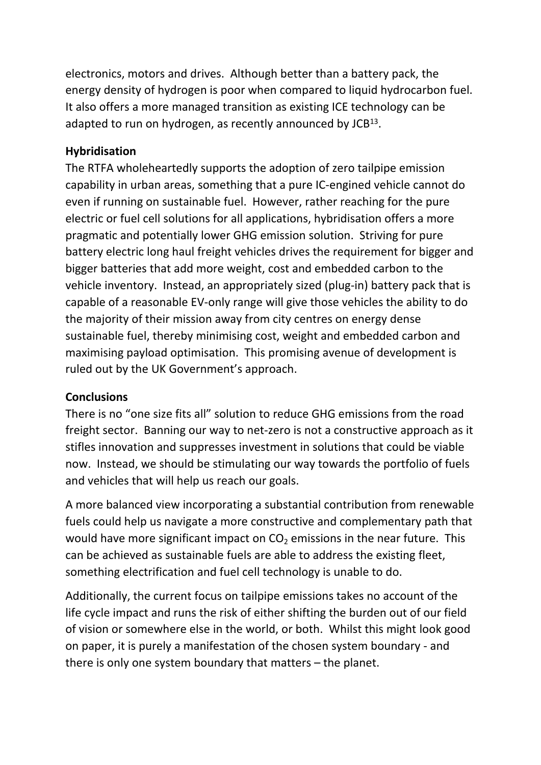electronics, motors and drives. Although better than a battery pack, the energy density of hydrogen is poor when compared to liquid hydrocarbon fuel. It also offers a more managed transition as existing ICE technology can be adapted to run on hydrogen, as recently announced by JCB[13].

**Hybridisation**

The RTFA wholeheartedly supports the adoption of zero tailpipe emission capability in urban areas, something that a pure IC-engined vehicle cannot do even if running on sustainable fuel. However, rather reaching for the pure electric or fuel cell solutions for all applications, hybridisation offers a more pragmatic and potentially lower GHG emission solution. Striving for pure battery electric long haul freight vehicles drives the requirement for bigger and bigger batteries that add more weight, cost and embedded carbon to the vehicle inventory. Instead, an appropriately sized (plug-in) battery pack that is capable of a reasonable EV-only range will give those vehicles the ability to do the majority of their mission away from city centres on energy dense sustainable fuel, thereby minimising cost, weight and embedded carbon and maximising payload optimisation. This promising avenue of development is ruled out by the UK Government's approach.

**Conclusions**

There is no "one size fits all" solution to reduce GHG emissions from the road freight sector. Banning our way to net-zero is not a constructive approach as it stifles innovation and suppresses investment in solutions that could be viable now. Instead, we should be stimulating our way towards the portfolio of fuels and vehicles that will help us reach our goals.

A more balanced view incorporating a substantial contribution from renewable fuels could help us navigate a more constructive and complementary path that would have more significant impact on $CO_2$ emissions in the near future. This can be achieved as sustainable fuels are able to address the existing fleet, something electrification and fuel cell technology is unable to do.

Additionally, the current focus on tailpipe emissions takes no account of the life cycle impact and runs the risk of either shifting the burden out of our field of vision or somewhere else in the world, or both. Whilst this might look good on paper, it is purely a manifestation of the chosen system boundary - and there is only one system boundary that matters – the planet.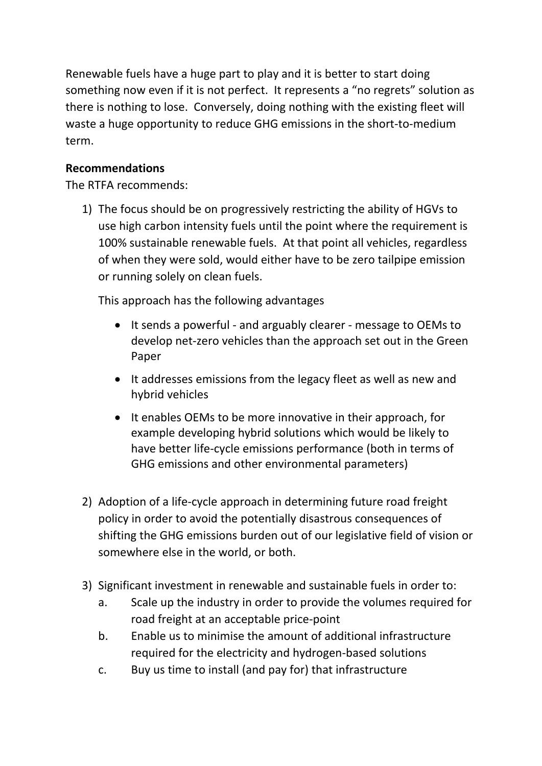Renewable fuels have a huge part to play and it is better to start doing something now even if it is not perfect. It represents a "no regrets" solution as there is nothing to lose. Conversely, doing nothing with the existing fleet will waste a huge opportunity to reduce GHG emissions in the short-to-medium term.

**Recommendations**

The RTFA recommends:

1) The focus should be on progressively restricting the ability of HGVs to use high carbon intensity fuels until the point where the requirement is 100% sustainable renewable fuels. At that point all vehicles, regardless of when they were sold, would either have to be zero tailpipe emission or running solely on clean fuels.

   This approach has the following advantages

   - It sends a powerful - and arguably clearer - message to OEMs to develop net-zero vehicles than the approach set out in the Green Paper
   - It addresses emissions from the legacy fleet as well as new and hybrid vehicles
   - It enables OEMs to be more innovative in their approach, for example developing hybrid solutions which would be likely to have better life-cycle emissions performance (both in terms of GHG emissions and other environmental parameters)

2) Adoption of a life-cycle approach in determining future road freight policy in order to avoid the potentially disastrous consequences of shifting the GHG emissions burden out of our legislative field of vision or somewhere else in the world, or both.

3) Significant investment in renewable and sustainable fuels in order to:
   a. Scale up the industry in order to provide the volumes required for road freight at an acceptable price-point
   b. Enable us to minimise the amount of additional infrastructure required for the electricity and hydrogen-based solutions
   c. Buy us time to install (and pay for) that infrastructure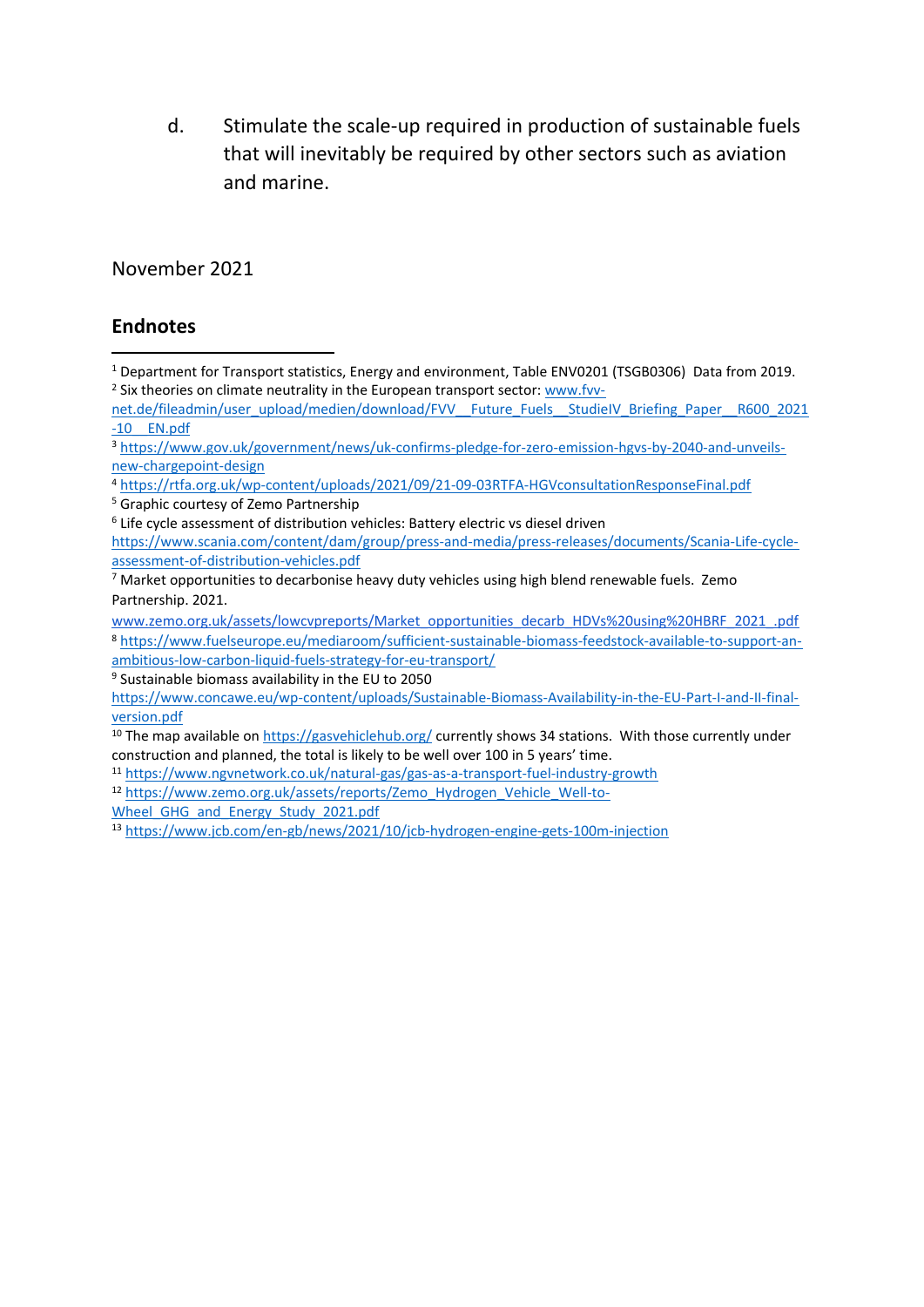d. Stimulate the scale-up required in production of sustainable fuels that will inevitably be required by other sectors such as aviation and marine.

November 2021

## Endnotes

[1] Department for Transport statistics, Energy and environment, Table ENV0201 (TSGB0306) Data from 2019.

[2] Six theories on climate neutrality in the European transport sector: www.fvv-net.de/fileadmin/user_upload/medien/download/FVV__Future_Fuels__StudieIV_Briefing_Paper__R600_2021-10__EN.pdf

[3] https://www.gov.uk/government/news/uk-confirms-pledge-for-zero-emission-hgvs-by-2040-and-unveils-new-chargepoint-design

[4] https://rtfa.org.uk/wp-content/uploads/2021/09/21-09-03RTFA-HGVconsultationResponseFinal.pdf

[5] Graphic courtesy of Zemo Partnership

[6] Life cycle assessment of distribution vehicles: Battery electric vs diesel driven https://www.scania.com/content/dam/group/press-and-media/press-releases/documents/Scania-Life-cycle-assessment-of-distribution-vehicles.pdf

[7] Market opportunities to decarbonise heavy duty vehicles using high blend renewable fuels. Zemo Partnership. 2021. www.zemo.org.uk/assets/lowcvpreports/Market_opportunities_decarb_HDVs%20using%20HBRF_2021_.pdf

[8] https://www.fuelseurope.eu/mediaroom/sufficient-sustainable-biomass-feedstock-available-to-support-an-ambitious-low-carbon-liquid-fuels-strategy-for-eu-transport/

[9] Sustainable biomass availability in the EU to 2050 https://www.concawe.eu/wp-content/uploads/Sustainable-Biomass-Availability-in-the-EU-Part-I-and-II-final-version.pdf

[10] The map available on https://gasvehiclehub.org/ currently shows 34 stations. With those currently under construction and planned, the total is likely to be well over 100 in 5 years' time.

[11] https://www.ngvnetwork.co.uk/natural-gas/gas-as-a-transport-fuel-industry-growth

[12] https://www.zemo.org.uk/assets/reports/Zemo_Hydrogen_Vehicle_Well-to-Wheel_GHG_and_Energy_Study_2021.pdf

[13] https://www.jcb.com/en-gb/news/2021/10/jcb-hydrogen-engine-gets-100m-injection